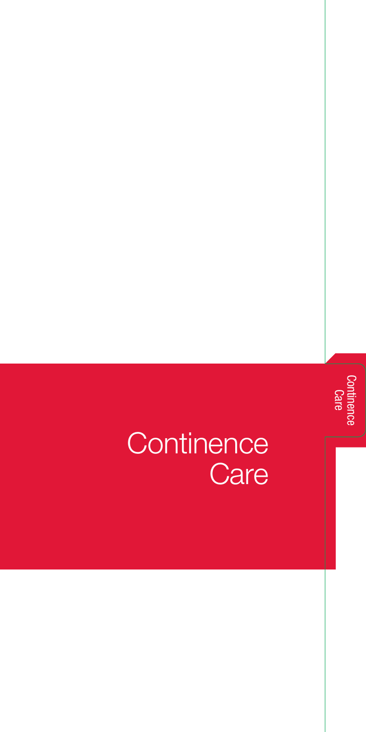# Continence Care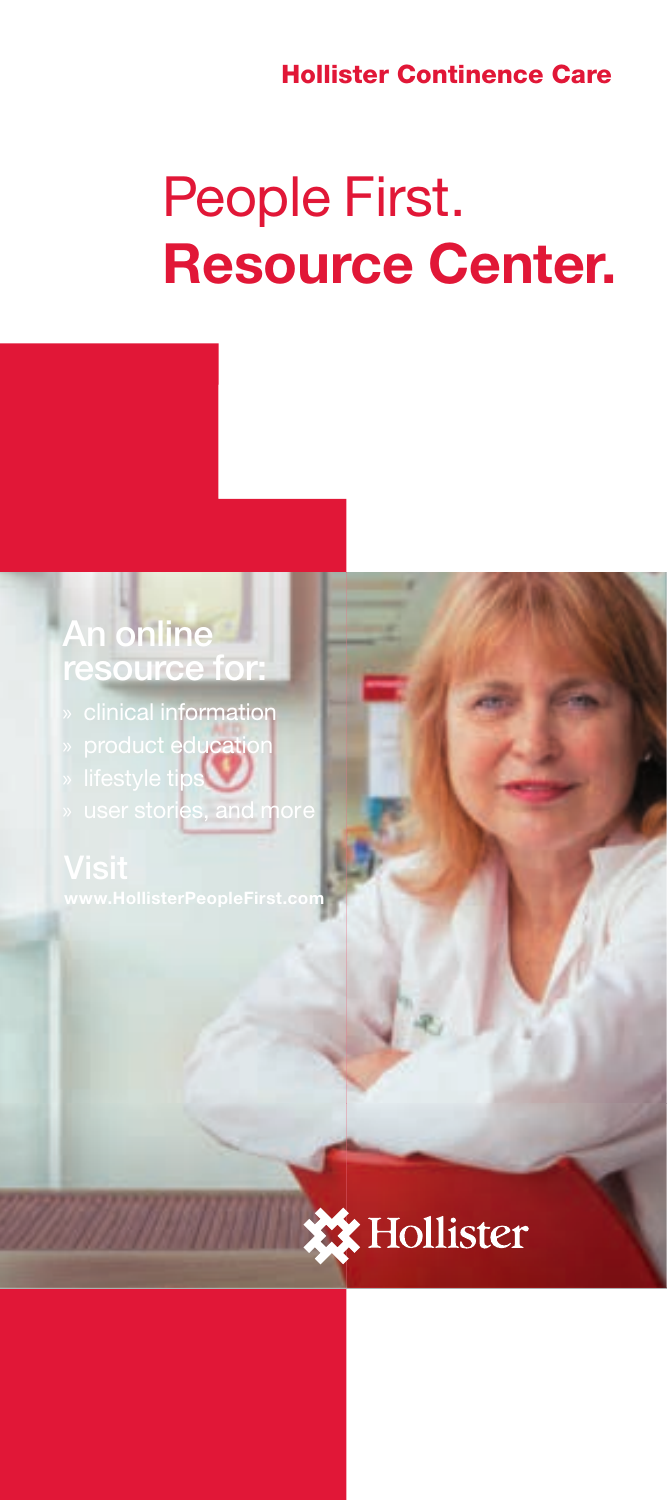**Hollister Continence Care**

# People First. **Resource Center.**

## An online resource for:

» clinical information
» product education
» lifestyle tips
» user stories, and more

## Visit

**www.HollisterPeopleFirst.com**

Hollister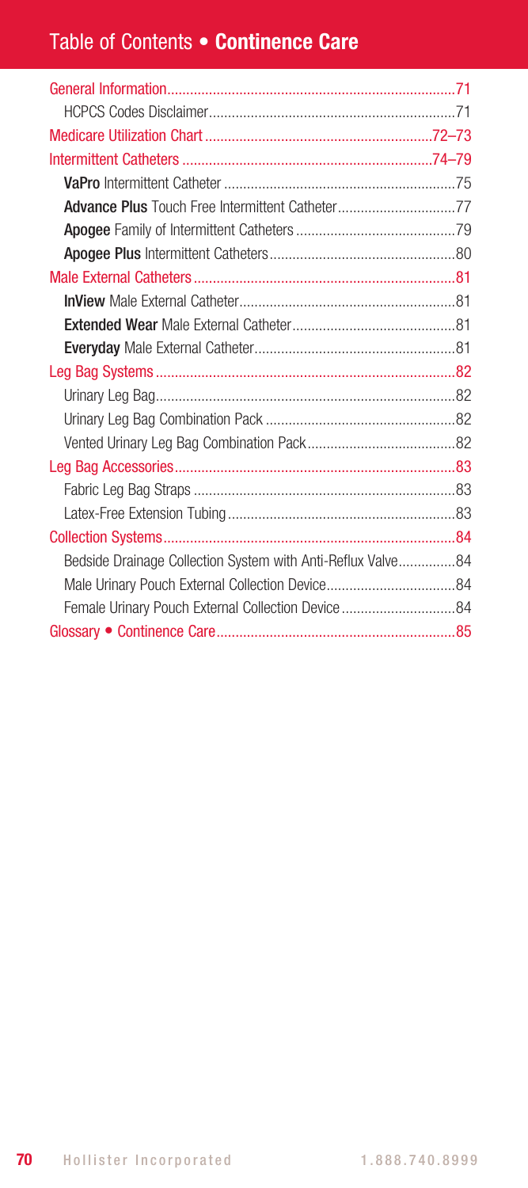# Table of Contents • **Continence Care**

| | |
|---|---|
| General Information | 71 |
| HCPCS Codes Disclaimer | 71 |
| Medicare Utilization Chart | 72–73 |
| Intermittent Catheters | 74–79 |
| **VaPro** Intermittent Catheter | 75 |
| **Advance Plus** Touch Free Intermittent Catheter | 77 |
| **Apogee** Family of Intermittent Catheters | 79 |
| **Apogee Plus** Intermittent Catheters | 80 |
| Male External Catheters | 81 |
| **InView** Male External Catheter | 81 |
| **Extended Wear** Male External Catheter | 81 |
| **Everyday** Male External Catheter | 81 |
| Leg Bag Systems | 82 |
| Urinary Leg Bag | 82 |
| Urinary Leg Bag Combination Pack | 82 |
| Vented Urinary Leg Bag Combination Pack | 82 |
| Leg Bag Accessories | 83 |
| Fabric Leg Bag Straps | 83 |
| Latex-Free Extension Tubing | 83 |
| Collection Systems | 84 |
| Bedside Drainage Collection System with Anti-Reflux Valve | 84 |
| Male Urinary Pouch External Collection Device | 84 |
| Female Urinary Pouch External Collection Device | 84 |
| Glossary • Continence Care | 85 |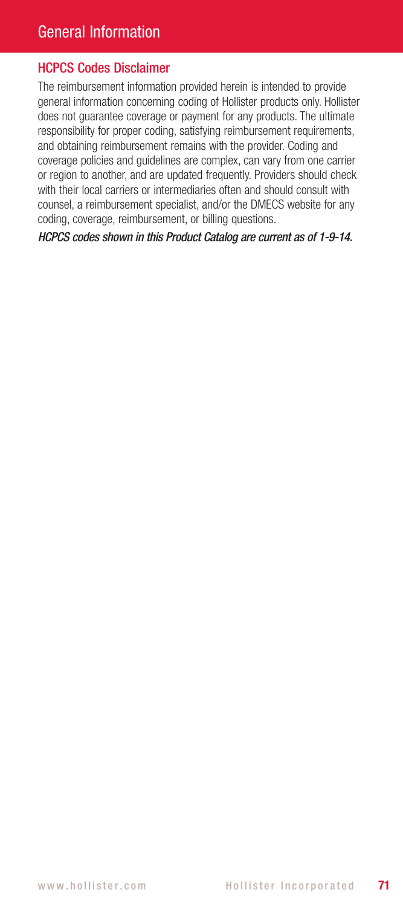# General Information

## HCPCS Codes Disclaimer

The reimbursement information provided herein is intended to provide general information concerning coding of Hollister products only. Hollister does not guarantee coverage or payment for any products. The ultimate responsibility for proper coding, satisfying reimbursement requirements, and obtaining reimbursement remains with the provider. Coding and coverage policies and guidelines are complex, can vary from one carrier or region to another, and are updated frequently. Providers should check with their local carriers or intermediaries often and should consult with counsel, a reimbursement specialist, and/or the DMECS website for any coding, coverage, reimbursement, or billing questions.

*HCPCS codes shown in this Product Catalog are current as of 1-9-14.*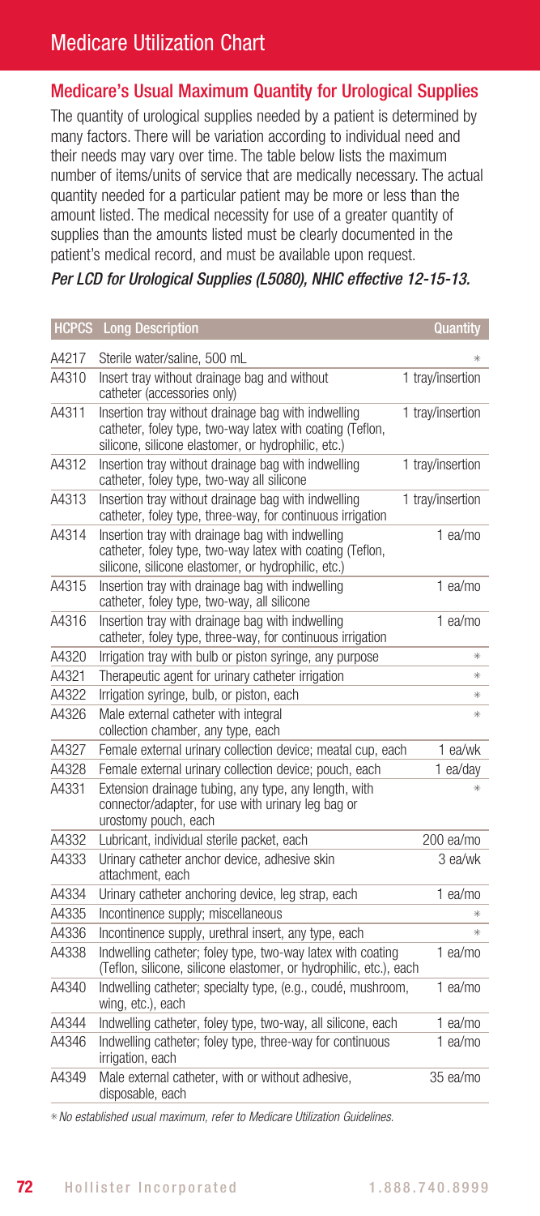# Medicare Utilization Chart

## Medicare's Usual Maximum Quantity for Urological Supplies

The quantity of urological supplies needed by a patient is determined by many factors. There will be variation according to individual need and their needs may vary over time. The table below lists the maximum number of items/units of service that are medically necessary. The actual quantity needed for a particular patient may be more or less than the amount listed. The medical necessity for use of a greater quantity of supplies than the amounts listed must be clearly documented in the patient's medical record, and must be available upon request.

***Per LCD for Urological Supplies (L5080), NHIC effective 12-15-13.***

| HCPCS | Long Description | Quantity |
|---|---|---|
| A4217 | Sterile water/saline, 500 mL | * |
| A4310 | Insert tray without drainage bag and without catheter (accessories only) | 1 tray/insertion |
| A4311 | Insertion tray without drainage bag with indwelling catheter, foley type, two-way latex with coating (Teflon, silicone, silicone elastomer, or hydrophilic, etc.) | 1 tray/insertion |
| A4312 | Insertion tray without drainage bag with indwelling catheter, foley type, two-way all silicone | 1 tray/insertion |
| A4313 | Insertion tray without drainage bag with indwelling catheter, foley type, three-way, for continuous irrigation | 1 tray/insertion |
| A4314 | Insertion tray with drainage bag with indwelling catheter, foley type, two-way latex with coating (Teflon, silicone, silicone elastomer, or hydrophilic, etc.) | 1 ea/mo |
| A4315 | Insertion tray with drainage bag with indwelling catheter, foley type, two-way, all silicone | 1 ea/mo |
| A4316 | Insertion tray with drainage bag with indwelling catheter, foley type, three-way, for continuous irrigation | 1 ea/mo |
| A4320 | Irrigation tray with bulb or piston syringe, any purpose | * |
| A4321 | Therapeutic agent for urinary catheter irrigation | * |
| A4322 | Irrigation syringe, bulb, or piston, each | * |
| A4326 | Male external catheter with integral collection chamber, any type, each | * |
| A4327 | Female external urinary collection device; meatal cup, each | 1 ea/wk |
| A4328 | Female external urinary collection device; pouch, each | 1 ea/day |
| A4331 | Extension drainage tubing, any type, any length, with connector/adapter, for use with urinary leg bag or urostomy pouch, each | * |
| A4332 | Lubricant, individual sterile packet, each | 200 ea/mo |
| A4333 | Urinary catheter anchor device, adhesive skin attachment, each | 3 ea/wk |
| A4334 | Urinary catheter anchoring device, leg strap, each | 1 ea/mo |
| A4335 | Incontinence supply; miscellaneous | * |
| A4336 | Incontinence supply, urethral insert, any type, each | * |
| A4338 | Indwelling catheter; foley type, two-way latex with coating (Teflon, silicone, silicone elastomer, or hydrophilic, etc.), each | 1 ea/mo |
| A4340 | Indwelling catheter; specialty type, (e.g., coudé, mushroom, wing, etc.), each | 1 ea/mo |
| A4344 | Indwelling catheter, foley type, two-way, all silicone, each | 1 ea/mo |
| A4346 | Indwelling catheter; foley type, three-way for continuous irrigation, each | 1 ea/mo |
| A4349 | Male external catheter, with or without adhesive, disposable, each | 35 ea/mo |

*\* No established usual maximum, refer to Medicare Utilization Guidelines.*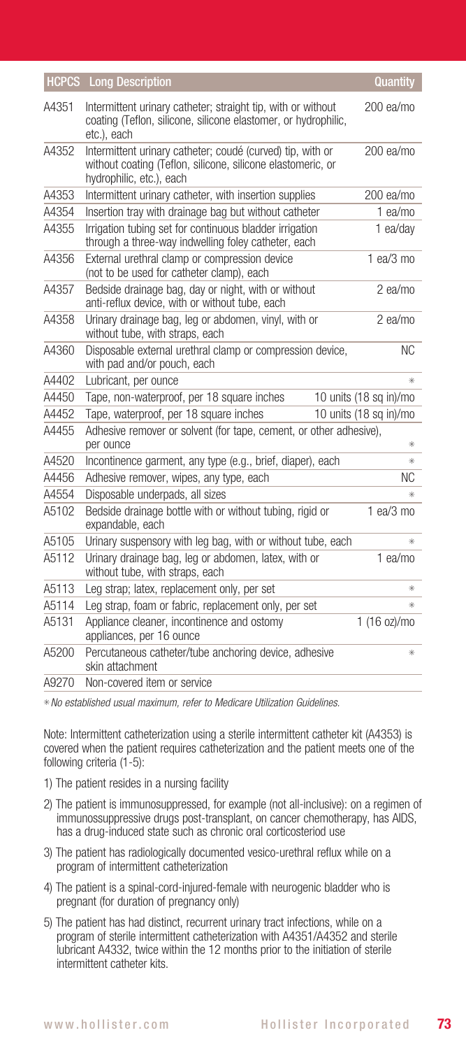| HCPCS | Long Description | Quantity |
|---|---|---|
| A4351 | Intermittent urinary catheter; straight tip, with or without coating (Teflon, silicone, silicone elastomer, or hydrophilic, etc.), each | 200 ea/mo |
| A4352 | Intermittent urinary catheter; coudé (curved) tip, with or without coating (Teflon, silicone, silicone elastomeric, or hydrophilic, etc.), each | 200 ea/mo |
| A4353 | Intermittent urinary catheter, with insertion supplies | 200 ea/mo |
| A4354 | Insertion tray with drainage bag but without catheter | 1 ea/mo |
| A4355 | Irrigation tubing set for continuous bladder irrigation through a three-way indwelling foley catheter, each | 1 ea/day |
| A4356 | External urethral clamp or compression device (not to be used for catheter clamp), each | 1 ea/3 mo |
| A4357 | Bedside drainage bag, day or night, with or without anti-reflux device, with or without tube, each | 2 ea/mo |
| A4358 | Urinary drainage bag, leg or abdomen, vinyl, with or without tube, with straps, each | 2 ea/mo |
| A4360 | Disposable external urethral clamp or compression device, with pad and/or pouch, each | NC |
| A4402 | Lubricant, per ounce | * |
| A4450 | Tape, non-waterproof, per 18 square inches | 10 units (18 sq in)/mo |
| A4452 | Tape, waterproof, per 18 square inches | 10 units (18 sq in)/mo |
| A4455 | Adhesive remover or solvent (for tape, cement, or other adhesive), per ounce | * |
| A4520 | Incontinence garment, any type (e.g., brief, diaper), each | * |
| A4456 | Adhesive remover, wipes, any type, each | NC |
| A4554 | Disposable underpads, all sizes | * |
| A5102 | Bedside drainage bottle with or without tubing, rigid or expandable, each | 1 ea/3 mo |
| A5105 | Urinary suspensory with leg bag, with or without tube, each | * |
| A5112 | Urinary drainage bag, leg or abdomen, latex, with or without tube, with straps, each | 1 ea/mo |
| A5113 | Leg strap; latex, replacement only, per set | * |
| A5114 | Leg strap, foam or fabric, replacement only, per set | * |
| A5131 | Appliance cleaner, incontinence and ostomy appliances, per 16 ounce | 1 (16 oz)/mo |
| A5200 | Percutaneous catheter/tube anchoring device, adhesive skin attachment | * |
| A9270 | Non-covered item or service | |

*\* No established usual maximum, refer to Medicare Utilization Guidelines.*

Note: Intermittent catheterization using a sterile intermittent catheter kit (A4353) is covered when the patient requires catheterization and the patient meets one of the following criteria (1-5):

1) The patient resides in a nursing facility
2) The patient is immunosuppressed, for example (not all-inclusive): on a regimen of immunossuppressive drugs post-transplant, on cancer chemotherapy, has AIDS, has a drug-induced state such as chronic oral corticosteriod use
3) The patient has radiologically documented vesico-urethral reflux while on a program of intermittent catheterization
4) The patient is a spinal-cord-injured-female with neurogenic bladder who is pregnant (for duration of pregnancy only)
5) The patient has had distinct, recurrent urinary tract infections, while on a program of sterile intermittent catheterization with A4351/A4352 and sterile lubricant A4332, twice within the 12 months prior to the initiation of sterile intermittent catheter kits.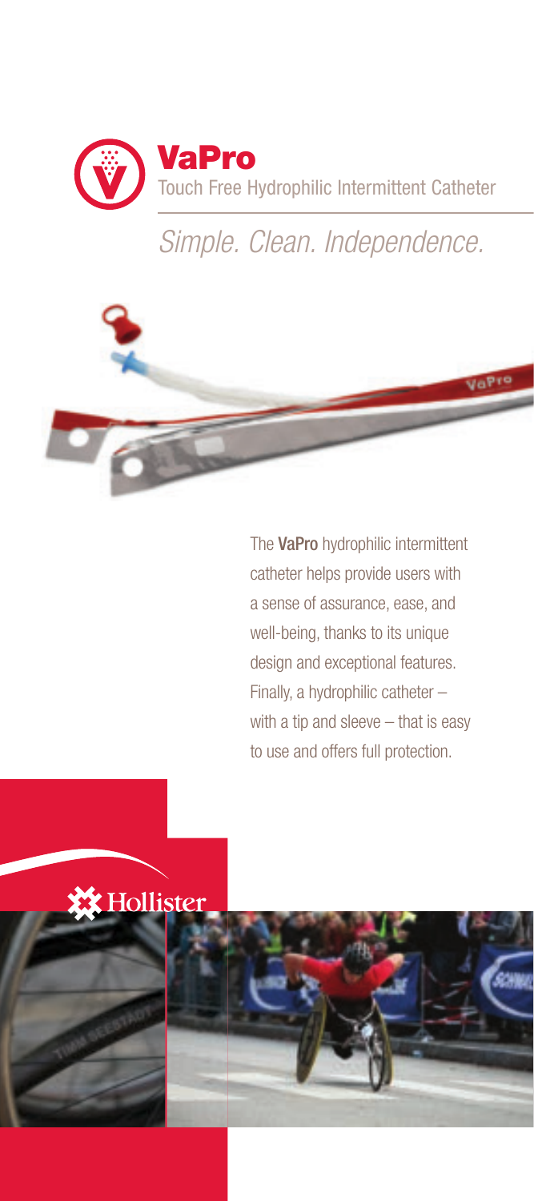# VaPro

Touch Free Hydrophilic Intermittent Catheter

*Simple. Clean. Independence.*

The **VaPro** hydrophilic intermittent catheter helps provide users with a sense of assurance, ease, and well-being, thanks to its unique design and exceptional features. Finally, a hydrophilic catheter – with a tip and sleeve – that is easy to use and offers full protection.

Hollister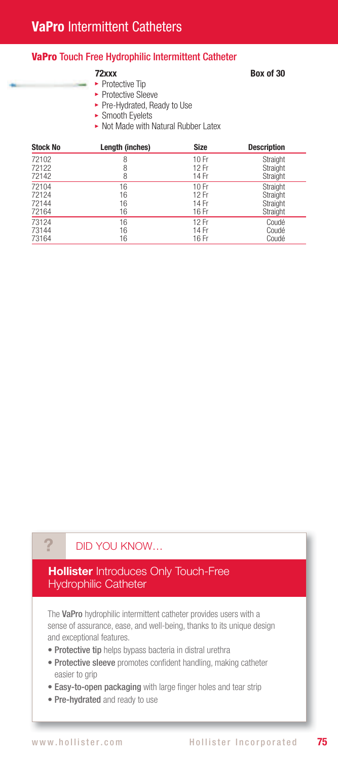# VaPro Intermittent Catheters

## VaPro Touch Free Hydrophilic Intermittent Catheter

**72xxx** **Box of 30**

- Protective Tip
- Protective Sleeve
- Pre-Hydrated, Ready to Use
- Smooth Eyelets
- Not Made with Natural Rubber Latex

| Stock No | Length (inches) | Size | Description |
|---|---|---|---|
| 72102 | 8 | 10 Fr | Straight |
| 72122 | 8 | 12 Fr | Straight |
| 72142 | 8 | 14 Fr | Straight |
| 72104 | 16 | 10 Fr | Straight |
| 72124 | 16 | 12 Fr | Straight |
| 72144 | 16 | 14 Fr | Straight |
| 72164 | 16 | 16 Fr | Straight |
| 73124 | 16 | 12 Fr | Coudé |
| 73144 | 16 | 14 Fr | Coudé |
| 73164 | 16 | 16 Fr | Coudé |

? DID YOU KNOW…

### Hollister Introduces Only Touch-Free Hydrophilic Catheter

The **VaPro** hydrophilic intermittent catheter provides users with a sense of assurance, ease, and well-being, thanks to its unique design and exceptional features.

- **Protective tip** helps bypass bacteria in distral urethra
- **Protective sleeve** promotes confident handling, making catheter easier to grip
- **Easy-to-open packaging** with large finger holes and tear strip
- **Pre-hydrated** and ready to use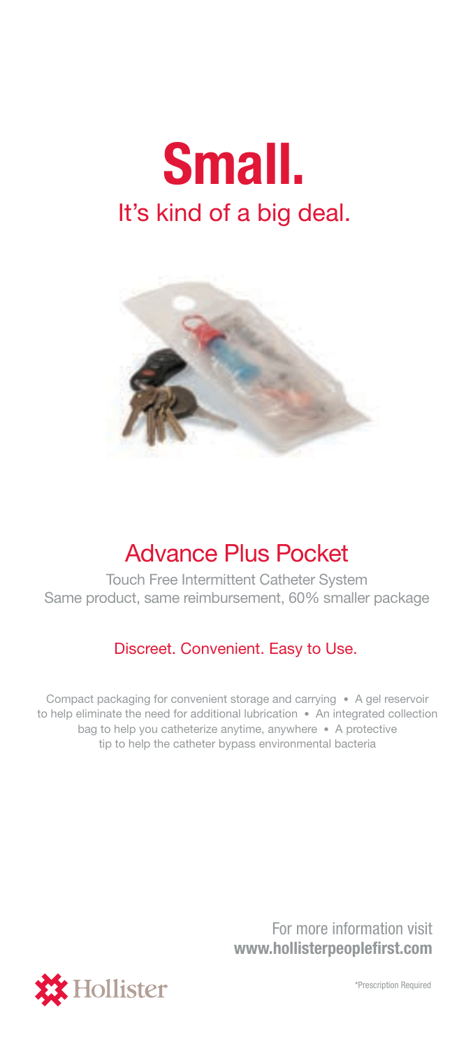# Small.

## It's kind of a big deal.

## Advance Plus Pocket

Touch Free Intermittent Catheter System
Same product, same reimbursement, 60% smaller package

### Discreet. Convenient. Easy to Use.

Compact packaging for convenient storage and carrying • A gel reservoir to help eliminate the need for additional lubrication • An integrated collection bag to help you catheterize anytime, anywhere • A protective tip to help the catheter bypass environmental bacteria

For more information visit
**www.hollisterpeoplefirst.com**

Hollister

*Prescription Required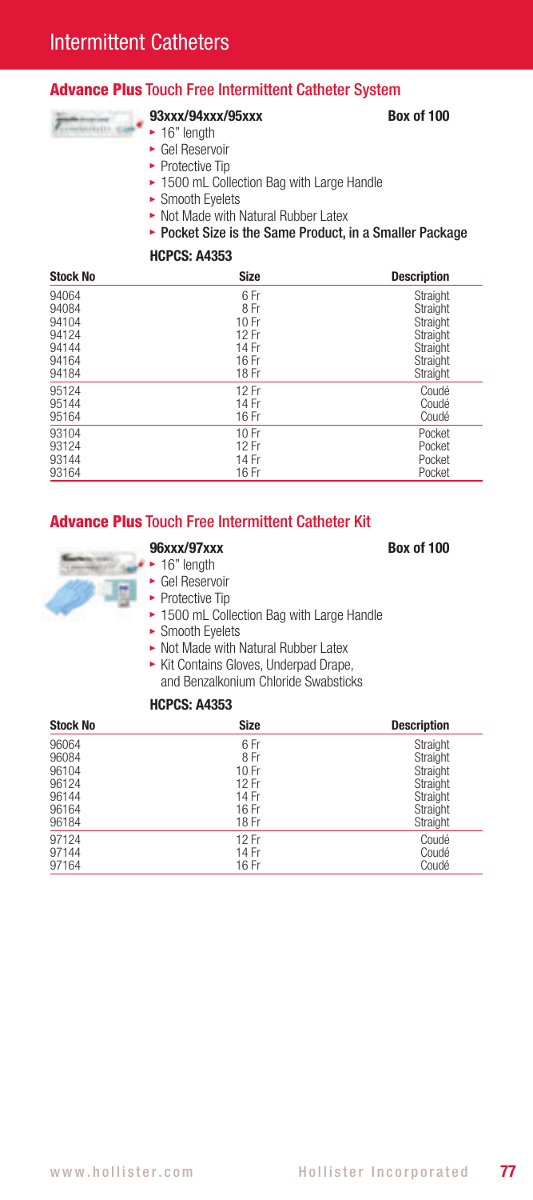# Intermittent Catheters

## **Advance Plus** Touch Free Intermittent Catheter System

**93xxx/94xxx/95xxx** **Box of 100**

- 16" length
- Gel Reservoir
- Protective Tip
- 1500 mL Collection Bag with Large Handle
- Smooth Eyelets
- Not Made with Natural Rubber Latex
- **Pocket Size is the Same Product, in a Smaller Package**

**HCPCS: A4353**

| Stock No | Size | Description |
|---|---|---|
| 94064 | 6 Fr | Straight |
| 94084 | 8 Fr | Straight |
| 94104 | 10 Fr | Straight |
| 94124 | 12 Fr | Straight |
| 94144 | 14 Fr | Straight |
| 94164 | 16 Fr | Straight |
| 94184 | 18 Fr | Straight |
| 95124 | 12 Fr | Coudé |
| 95144 | 14 Fr | Coudé |
| 95164 | 16 Fr | Coudé |
| 93104 | 10 Fr | Pocket |
| 93124 | 12 Fr | Pocket |
| 93144 | 14 Fr | Pocket |
| 93164 | 16 Fr | Pocket |

## **Advance Plus** Touch Free Intermittent Catheter Kit

**96xxx/97xxx** **Box of 100**

- 16" length
- Gel Reservoir
- Protective Tip
- 1500 mL Collection Bag with Large Handle
- Smooth Eyelets
- Not Made with Natural Rubber Latex
- Kit Contains Gloves, Underpad Drape, and Benzalkonium Chloride Swabsticks

**HCPCS: A4353**

| Stock No | Size | Description |
|---|---|---|
| 96064 | 6 Fr | Straight |
| 96084 | 8 Fr | Straight |
| 96104 | 10 Fr | Straight |
| 96124 | 12 Fr | Straight |
| 96144 | 14 Fr | Straight |
| 96164 | 16 Fr | Straight |
| 96184 | 18 Fr | Straight |
| 97124 | 12 Fr | Coudé |
| 97144 | 14 Fr | Coudé |
| 97164 | 16 Fr | Coudé |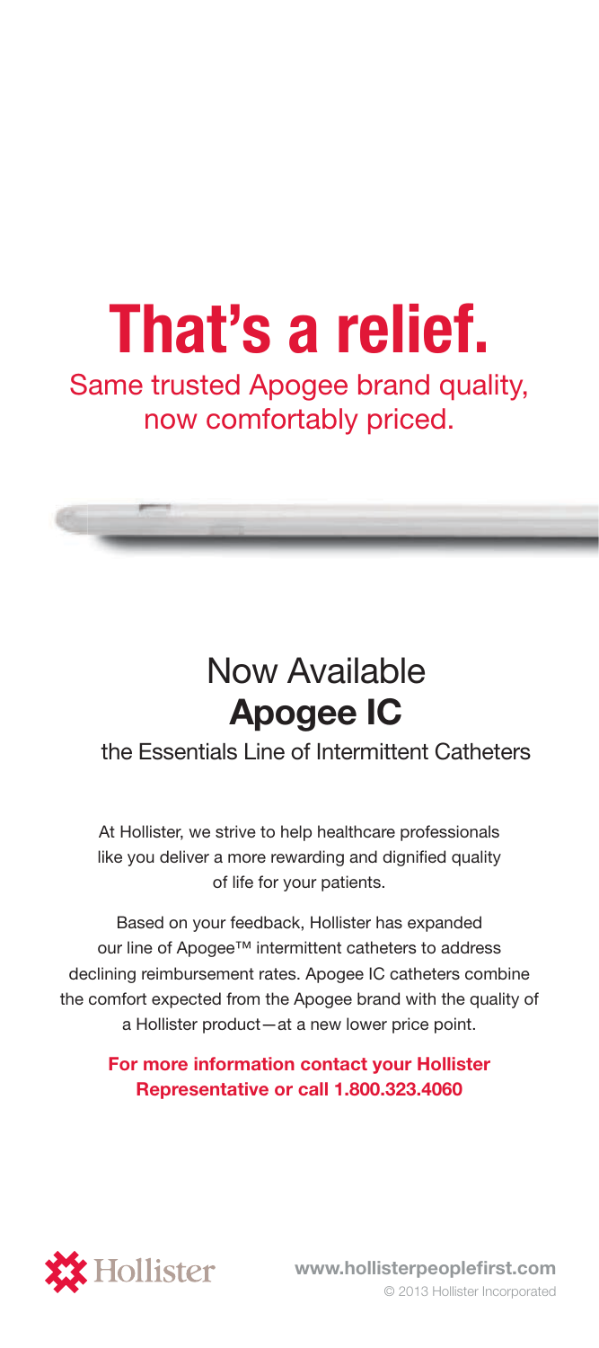# That's a relief.

Same trusted Apogee brand quality, now comfortably priced.

## Now Available **Apogee IC**

the Essentials Line of Intermittent Catheters

At Hollister, we strive to help healthcare professionals like you deliver a more rewarding and dignified quality of life for your patients.

Based on your feedback, Hollister has expanded our line of Apogee™ intermittent catheters to address declining reimbursement rates. Apogee IC catheters combine the comfort expected from the Apogee brand with the quality of a Hollister product—at a new lower price point.

**For more information contact your Hollister Representative or call 1.800.323.4060**

Hollister

**www.hollisterpeoplefirst.com**

© 2013 Hollister Incorporated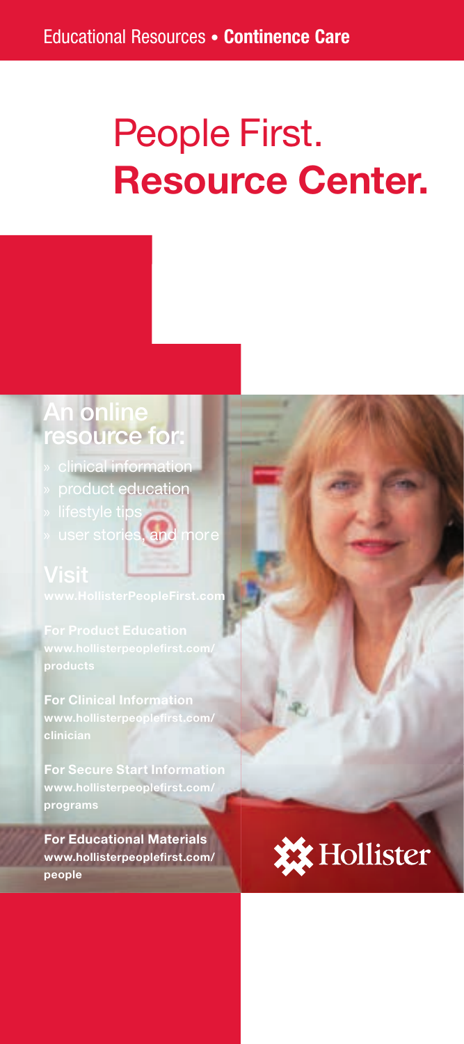Educational Resources • **Continence Care**

# People First.
# **Resource Center.**

## An online resource for:

- clinical information
- product education
- lifestyle tips
- user stories, and more

## Visit

**www.HollisterPeopleFirst.com**

**For Product Education**
**www.hollisterpeoplefirst.com/products**

**For Clinical Information**
**www.hollisterpeoplefirst.com/clinician**

**For Secure Start Information**
**www.hollisterpeoplefirst.com/programs**

**For Educational Materials**
**www.hollisterpeoplefirst.com/people**

Hollister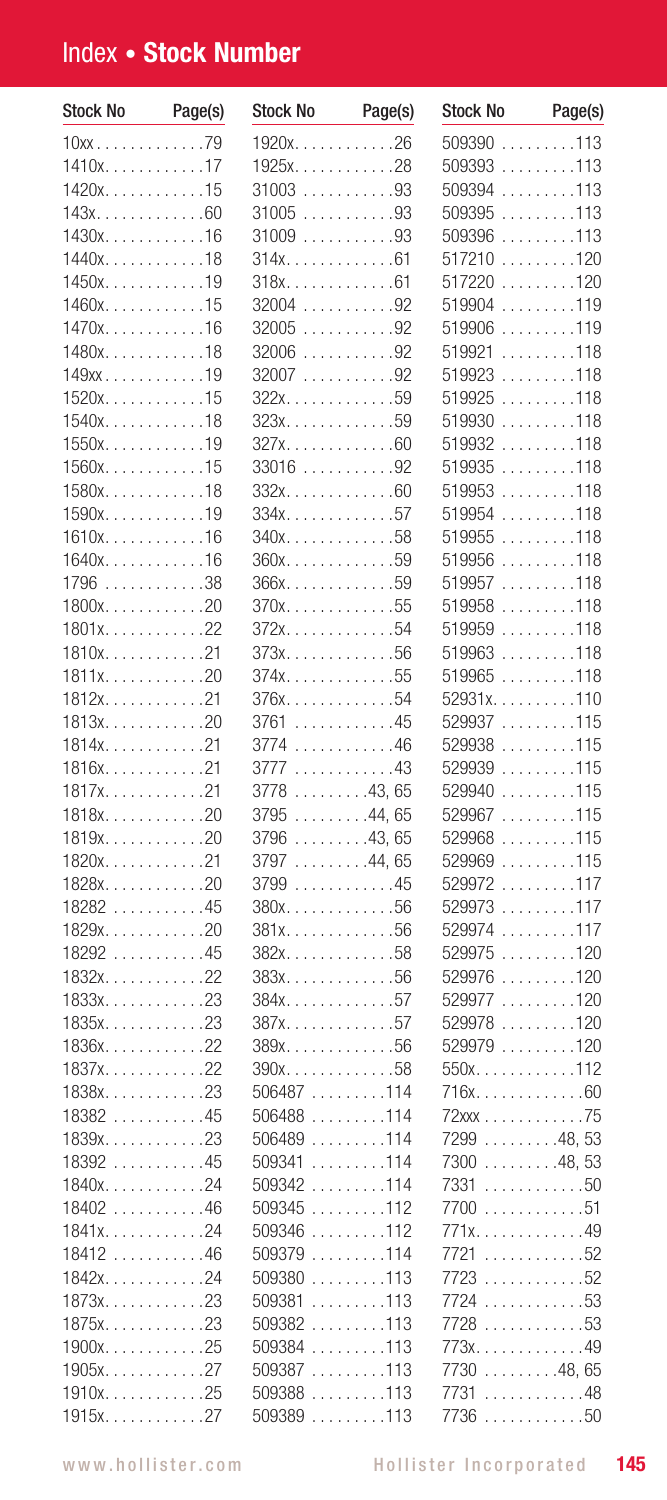# Index • Stock Number

| Stock No | Page(s) |
|---|---|
| 10xx | 79 |
| 1410x | 17 |
| 1420x | 15 |
| 143x | 60 |
| 1430x | 16 |
| 1440x | 18 |
| 1450x | 19 |
| 1460x | 15 |
| 1470x | 16 |
| 1480x | 18 |
| 149xx | 19 |
| 1520x | 15 |
| 1540x | 18 |
| 1550x | 19 |
| 1560x | 15 |
| 1580x | 18 |
| 1590x | 19 |
| 1610x | 16 |
| 1640x | 16 |
| 1796 | 38 |
| 1800x | 20 |
| 1801x | 22 |
| 1810x | 21 |
| 1811x | 20 |
| 1812x | 21 |
| 1813x | 20 |
| 1814x | 21 |
| 1816x | 21 |
| 1817x | 21 |
| 1818x | 20 |
| 1819x | 20 |
| 1820x | 21 |
| 1828x | 20 |
| 18282 | 45 |
| 1829x | 20 |
| 18292 | 45 |
| 1832x | 22 |
| 1833x | 23 |
| 1835x | 23 |
| 1836x | 22 |
| 1837x | 22 |
| 1838x | 23 |
| 18382 | 45 |
| 1839x | 23 |
| 18392 | 45 |
| 1840x | 24 |
| 18402 | 46 |
| 1841x | 24 |
| 18412 | 46 |
| 1842x | 24 |
| 1873x | 23 |
| 1875x | 23 |
| 1900x | 25 |
| 1905x | 27 |
| 1910x | 25 |
| 1915x | 27 |
| 1920x | 26 |
| 1925x | 28 |
| 31003 | 93 |
| 31005 | 93 |
| 31009 | 93 |
| 314x | 61 |
| 318x | 61 |
| 32004 | 92 |
| 32005 | 92 |
| 32006 | 92 |
| 32007 | 92 |
| 322x | 59 |
| 323x | 59 |
| 327x | 60 |
| 33016 | 92 |
| 332x | 60 |
| 334x | 57 |
| 340x | 58 |
| 360x | 59 |
| 366x | 59 |
| 370x | 55 |
| 372x | 54 |
| 373x | 56 |
| 374x | 55 |
| 376x | 54 |
| 3761 | 45 |
| 3774 | 46 |
| 3777 | 43 |
| 3778 | 43, 65 |
| 3795 | 44, 65 |
| 3796 | 43, 65 |
| 3797 | 44, 65 |
| 3799 | 45 |
| 380x | 56 |
| 381x | 56 |
| 382x | 58 |
| 383x | 56 |
| 384x | 57 |
| 387x | 57 |
| 389x | 56 |
| 390x | 58 |
| 506487 | 114 |
| 506488 | 114 |
| 506489 | 114 |
| 509341 | 114 |
| 509342 | 114 |
| 509345 | 112 |
| 509346 | 112 |
| 509379 | 114 |
| 509380 | 113 |
| 509381 | 113 |
| 509382 | 113 |
| 509384 | 113 |
| 509387 | 113 |
| 509388 | 113 |
| 509389 | 113 |
| 509390 | 113 |
| 509393 | 113 |
| 509394 | 113 |
| 509395 | 113 |
| 509396 | 113 |
| 517210 | 120 |
| 517220 | 120 |
| 519904 | 119 |
| 519906 | 119 |
| 519921 | 118 |
| 519923 | 118 |
| 519925 | 118 |
| 519930 | 118 |
| 519932 | 118 |
| 519935 | 118 |
| 519953 | 118 |
| 519954 | 118 |
| 519955 | 118 |
| 519956 | 118 |
| 519957 | 118 |
| 519958 | 118 |
| 519959 | 118 |
| 519963 | 118 |
| 519965 | 118 |
| 52931x | 110 |
| 529937 | 115 |
| 529938 | 115 |
| 529939 | 115 |
| 529940 | 115 |
| 529967 | 115 |
| 529968 | 115 |
| 529969 | 115 |
| 529972 | 117 |
| 529973 | 117 |
| 529974 | 117 |
| 529975 | 120 |
| 529976 | 120 |
| 529977 | 120 |
| 529978 | 120 |
| 529979 | 120 |
| 550x | 112 |
| 716x | 60 |
| 72xxx | 75 |
| 7299 | 48, 53 |
| 7300 | 48, 53 |
| 7331 | 50 |
| 7700 | 51 |
| 771x | 49 |
| 7721 | 52 |
| 7723 | 52 |
| 7724 | 53 |
| 7728 | 53 |
| 773x | 49 |
| 7730 | 48, 65 |
| 7731 | 48 |
| 7736 | 50 |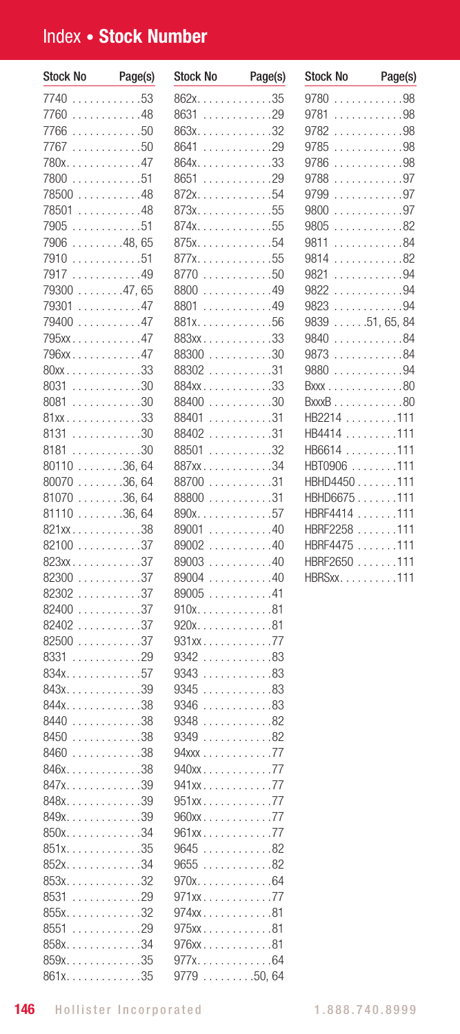# Index • Stock Number

| Stock No | Page(s) |
|---|---|
| 7740 | 53 |
| 7760 | 48 |
| 7766 | 50 |
| 7767 | 50 |
| 780x | 47 |
| 7800 | 51 |
| 78500 | 48 |
| 78501 | 48 |
| 7905 | 51 |
| 7906 | 48, 65 |
| 7910 | 51 |
| 7917 | 49 |
| 79300 | 47, 65 |
| 79301 | 47 |
| 79400 | 47 |
| 795xx | 47 |
| 796xx | 47 |
| 80xx | 33 |
| 8031 | 30 |
| 8081 | 30 |
| 81xx | 33 |
| 8131 | 30 |
| 8181 | 30 |
| 80110 | 36, 64 |
| 80070 | 36, 64 |
| 81070 | 36, 64 |
| 81110 | 36, 64 |
| 821xx | 38 |
| 82100 | 37 |
| 823xx | 37 |
| 82300 | 37 |
| 82302 | 37 |
| 82400 | 37 |
| 82402 | 37 |
| 82500 | 37 |
| 8331 | 29 |
| 834x | 57 |
| 843x | 39 |
| 844x | 38 |
| 8440 | 38 |
| 8450 | 38 |
| 8460 | 38 |
| 846x | 38 |
| 847x | 39 |
| 848x | 39 |
| 849x | 39 |
| 850x | 34 |
| 851x | 35 |
| 852x | 34 |
| 853x | 32 |
| 8531 | 29 |
| 855x | 32 |
| 8551 | 29 |
| 858x | 34 |
| 859x | 35 |
| 861x | 35 |
| 862x | 35 |
| 8631 | 29 |
| 863x | 32 |
| 8641 | 29 |
| 864x | 33 |
| 8651 | 29 |
| 872x | 54 |
| 873x | 55 |
| 874x | 55 |
| 875x | 54 |
| 877x | 55 |
| 8770 | 50 |
| 8800 | 49 |
| 8801 | 49 |
| 881x | 56 |
| 883xx | 33 |
| 88300 | 30 |
| 88302 | 31 |
| 884xx | 33 |
| 88400 | 30 |
| 88401 | 31 |
| 88402 | 31 |
| 88501 | 32 |
| 887xx | 34 |
| 88700 | 31 |
| 88800 | 31 |
| 890x | 57 |
| 89001 | 40 |
| 89002 | 40 |
| 89003 | 40 |
| 89004 | 40 |
| 89005 | 41 |
| 910x | 81 |
| 920x | 81 |
| 931xx | 77 |
| 9342 | 83 |
| 9343 | 83 |
| 9345 | 83 |
| 9346 | 83 |
| 9348 | 82 |
| 9349 | 82 |
| 94xxx | 77 |
| 940xx | 77 |
| 941xx | 77 |
| 951xx | 77 |
| 960xx | 77 |
| 961xx | 77 |
| 9645 | 82 |
| 9655 | 82 |
| 970x | 64 |
| 971xx | 77 |
| 974xx | 81 |
| 975xx | 81 |
| 976xx | 81 |
| 977x | 64 |
| 9779 | 50, 64 |
| 9780 | 98 |
| 9781 | 98 |
| 9782 | 98 |
| 9785 | 98 |
| 9786 | 98 |
| 9788 | 97 |
| 9799 | 97 |
| 9800 | 97 |
| 9805 | 82 |
| 9811 | 84 |
| 9814 | 82 |
| 9821 | 94 |
| 9822 | 94 |
| 9823 | 94 |
| 9839 | 51, 65, 84 |
| 9840 | 84 |
| 9873 | 84 |
| 9880 | 94 |
| Bxxx | 80 |
| BxxxB | 80 |
| HB2214 | 111 |
| HB4414 | 111 |
| HB6614 | 111 |
| HBT0906 | 111 |
| HBHD4450 | 111 |
| HBHD6675 | 111 |
| HBRF4414 | 111 |
| HBRF2258 | 111 |
| HBRF4475 | 111 |
| HBRF2650 | 111 |
| HBRSxx | 111 |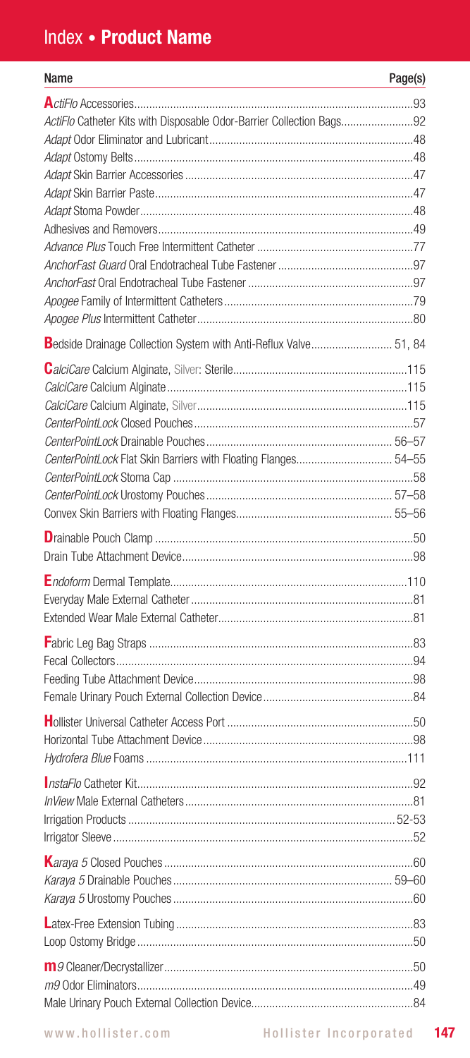# Index • **Product Name**

| Name | Page(s) |
|---|---|
| *ActiFlo* Accessories | 93 |
| *ActiFlo* Catheter Kits with Disposable Odor-Barrier Collection Bags | 92 |
| *Adapt* Odor Eliminator and Lubricant | 48 |
| *Adapt* Ostomy Belts | 48 |
| *Adapt* Skin Barrier Accessories | 47 |
| *Adapt* Skin Barrier Paste | 47 |
| *Adapt* Stoma Powder | 48 |
| Adhesives and Removers | 49 |
| *Advance Plus* Touch Free Intermittent Catheter | 77 |
| *AnchorFast Guard* Oral Endotracheal Tube Fastener | 97 |
| *AnchorFast* Oral Endotracheal Tube Fastener | 97 |
| *Apogee* Family of Intermittent Catheters | 79 |
| *Apogee Plus* Intermittent Catheter | 80 |
| Bedside Drainage Collection System with Anti-Reflux Valve | 51, 84 |
| *CalciCare* Calcium Alginate, Silver: Sterile | 115 |
| *CalciCare* Calcium Alginate | 115 |
| *CalciCare* Calcium Alginate, Silver | 115 |
| *CenterPointLock* Closed Pouches | 57 |
| *CenterPointLock* Drainable Pouches | 56–57 |
| *CenterPointLock* Flat Skin Barriers with Floating Flanges | 54–55 |
| *CenterPointLock* Stoma Cap | 58 |
| *CenterPointLock* Urostomy Pouches | 57–58 |
| Convex Skin Barriers with Floating Flanges | 55–56 |
| Drainable Pouch Clamp | 50 |
| Drain Tube Attachment Device | 98 |
| *Endoform* Dermal Template | 110 |
| Everyday Male External Catheter | 81 |
| Extended Wear Male External Catheter | 81 |
| Fabric Leg Bag Straps | 83 |
| Fecal Collectors | 94 |
| Feeding Tube Attachment Device | 98 |
| Female Urinary Pouch External Collection Device | 84 |
| Hollister Universal Catheter Access Port | 50 |
| Horizontal Tube Attachment Device | 98 |
| *Hydrofera Blue* Foams | 111 |
| *InstaFlo* Catheter Kit | 92 |
| *InView* Male External Catheters | 81 |
| Irrigation Products | 52-53 |
| Irrigator Sleeve | 52 |
| *Karaya 5* Closed Pouches | 60 |
| *Karaya 5* Drainable Pouches | 59–60 |
| *Karaya 5* Urostomy Pouches | 60 |
| Latex-Free Extension Tubing | 83 |
| Loop Ostomy Bridge | 50 |
| *m9* Cleaner/Decrystallizer | 50 |
| *m9* Odor Eliminators | 49 |
| Male Urinary Pouch External Collection Device | 84 |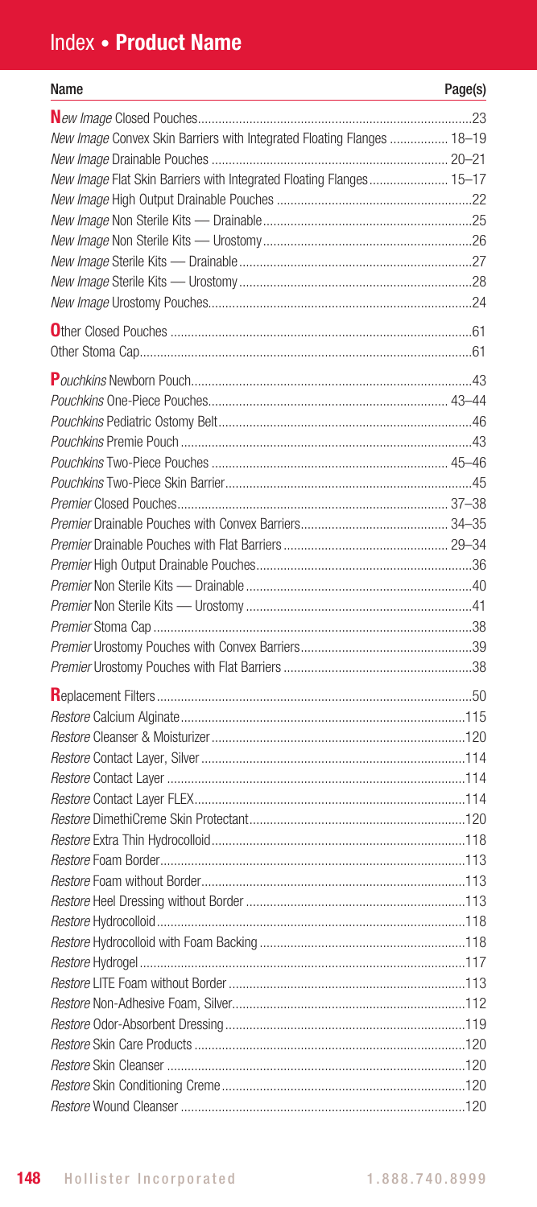# Index • **Product Name**

| Name | Page(s) |
|---|---|
| *New Image* Closed Pouches | 23 |
| *New Image* Convex Skin Barriers with Integrated Floating Flanges | 18–19 |
| *New Image* Drainable Pouches | 20–21 |
| *New Image* Flat Skin Barriers with Integrated Floating Flanges | 15–17 |
| *New Image* High Output Drainable Pouches | 22 |
| *New Image* Non Sterile Kits — Drainable | 25 |
| *New Image* Non Sterile Kits — Urostomy | 26 |
| *New Image* Sterile Kits — Drainable | 27 |
| *New Image* Sterile Kits — Urostomy | 28 |
| *New Image* Urostomy Pouches | 24 |
| Other Closed Pouches | 61 |
| Other Stoma Cap | 61 |
| *Pouchkins* Newborn Pouch | 43 |
| *Pouchkins* One-Piece Pouches | 43–44 |
| *Pouchkins* Pediatric Ostomy Belt | 46 |
| *Pouchkins* Premie Pouch | 43 |
| *Pouchkins* Two-Piece Pouches | 45–46 |
| *Pouchkins* Two-Piece Skin Barrier | 45 |
| *Premier* Closed Pouches | 37–38 |
| *Premier* Drainable Pouches with Convex Barriers | 34–35 |
| *Premier* Drainable Pouches with Flat Barriers | 29–34 |
| *Premier* High Output Drainable Pouches | 36 |
| *Premier* Non Sterile Kits — Drainable | 40 |
| *Premier* Non Sterile Kits — Urostomy | 41 |
| *Premier* Stoma Cap | 38 |
| *Premier* Urostomy Pouches with Convex Barriers | 39 |
| *Premier* Urostomy Pouches with Flat Barriers | 38 |
| Replacement Filters | 50 |
| *Restore* Calcium Alginate | 115 |
| *Restore* Cleanser & Moisturizer | 120 |
| *Restore* Contact Layer, Silver | 114 |
| *Restore* Contact Layer | 114 |
| *Restore* Contact Layer FLEX | 114 |
| *Restore* DimethiCreme Skin Protectant | 120 |
| *Restore* Extra Thin Hydrocolloid | 118 |
| *Restore* Foam Border | 113 |
| *Restore* Foam without Border | 113 |
| *Restore* Heel Dressing without Border | 113 |
| *Restore* Hydrocolloid | 118 |
| *Restore* Hydrocolloid with Foam Backing | 118 |
| *Restore* Hydrogel | 117 |
| *Restore* LITE Foam without Border | 113 |
| *Restore* Non-Adhesive Foam, Silver | 112 |
| *Restore* Odor-Absorbent Dressing | 119 |
| *Restore* Skin Care Products | 120 |
| *Restore* Skin Cleanser | 120 |
| *Restore* Skin Conditioning Creme | 120 |
| *Restore* Wound Cleanser | 120 |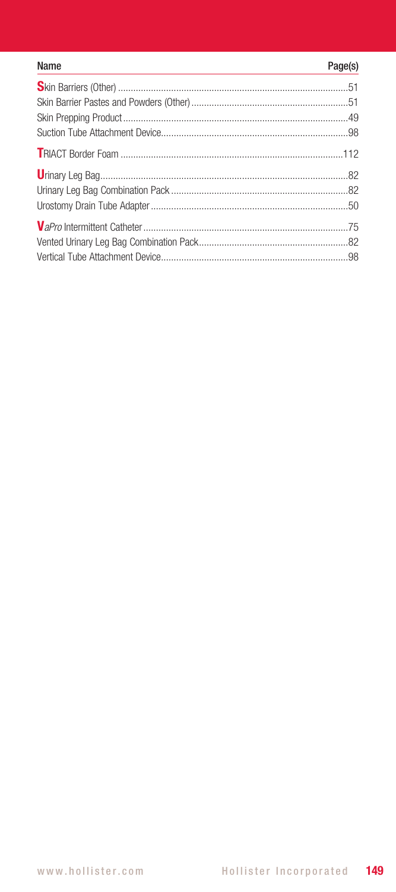| Name | Page(s) |
| --- | --- |
| **S**kin Barriers (Other) | 51 |
| Skin Barrier Pastes and Powders (Other) | 51 |
| Skin Prepping Product | 49 |
| Suction Tube Attachment Device | 98 |
| **T**RIACT Border Foam | 112 |
| **U**rinary Leg Bag | 82 |
| Urinary Leg Bag Combination Pack | 82 |
| Urostomy Drain Tube Adapter | 50 |
| ***V****aPro* Intermittent Catheter | 75 |
| Vented Urinary Leg Bag Combination Pack | 82 |
| Vertical Tube Attachment Device | 98 |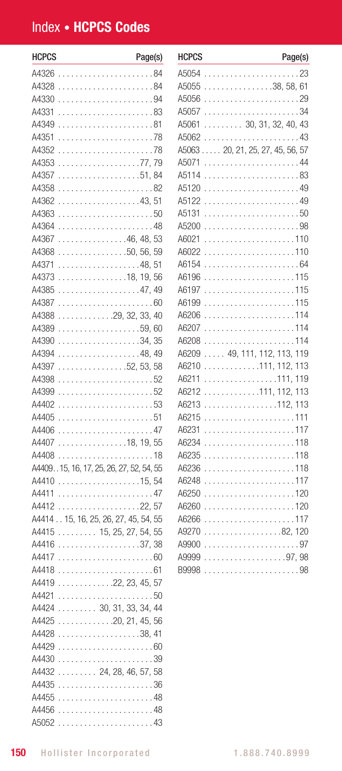# Index • HCPCS Codes

| HCPCS | Page(s) |
|---|---|
| A4326 | 84 |
| A4328 | 84 |
| A4330 | 94 |
| A4331 | 83 |
| A4349 | 81 |
| A4351 | 78 |
| A4352 | 78 |
| A4353 | 77, 79 |
| A4357 | 51, 84 |
| A4358 | 82 |
| A4362 | 43, 51 |
| A4363 | 50 |
| A4364 | 48 |
| A4367 | 46, 48, 53 |
| A4368 | 50, 56, 59 |
| A4371 | 48, 51 |
| A4373 | 18, 19, 56 |
| A4385 | 47, 49 |
| A4387 | 60 |
| A4388 | 29, 32, 33, 40 |
| A4389 | 59, 60 |
| A4390 | 34, 35 |
| A4394 | 48, 49 |
| A4397 | 52, 53, 58 |
| A4398 | 52 |
| A4399 | 52 |
| A4402 | 53 |
| A4405 | 51 |
| A4406 | 47 |
| A4407 | 18, 19, 55 |
| A4408 | 18 |
| A4409 | 15, 16, 17, 25, 26, 27, 52, 54, 55 |
| A4410 | 15, 54 |
| A4411 | 47 |
| A4412 | 22, 57 |
| A4414 | 15, 16, 25, 26, 27, 45, 54, 55 |
| A4415 | 15, 25, 27, 54, 55 |
| A4416 | 37, 38 |
| A4417 | 60 |
| A4418 | 61 |
| A4419 | 22, 23, 45, 57 |
| A4421 | 50 |
| A4424 | 30, 31, 33, 34, 44 |
| A4425 | 20, 21, 45, 56 |
| A4428 | 38, 41 |
| A4429 | 60 |
| A4430 | 39 |
| A4432 | 24, 28, 46, 57, 58 |
| A4435 | 36 |
| A4455 | 48 |
| A4456 | 48 |
| A5052 | 43 |
| A5054 | 23 |
| A5055 | 38, 58, 61 |
| A5056 | 29 |
| A5057 | 34 |
| A5061 | 30, 31, 32, 40, 43 |
| A5062 | 43 |
| A5063 | 20, 21, 25, 27, 45, 56, 57 |
| A5071 | 44 |
| A5114 | 83 |
| A5120 | 49 |
| A5122 | 49 |
| A5131 | 50 |
| A5200 | 98 |
| A6021 | 110 |
| A6022 | 110 |
| A6154 | 64 |
| A6196 | 115 |
| A6197 | 115 |
| A6199 | 115 |
| A6206 | 114 |
| A6207 | 114 |
| A6208 | 114 |
| A6209 | 49, 111, 112, 113, 119 |
| A6210 | 111, 112, 113 |
| A6211 | 111, 119 |
| A6212 | 111, 112, 113 |
| A6213 | 112, 113 |
| A6215 | 111 |
| A6231 | 117 |
| A6234 | 118 |
| A6235 | 118 |
| A6236 | 118 |
| A6248 | 117 |
| A6250 | 120 |
| A6260 | 120 |
| A6266 | 117 |
| A9270 | 82, 120 |
| A9900 | 97 |
| A9999 | 97, 98 |
| B9998 | 98 |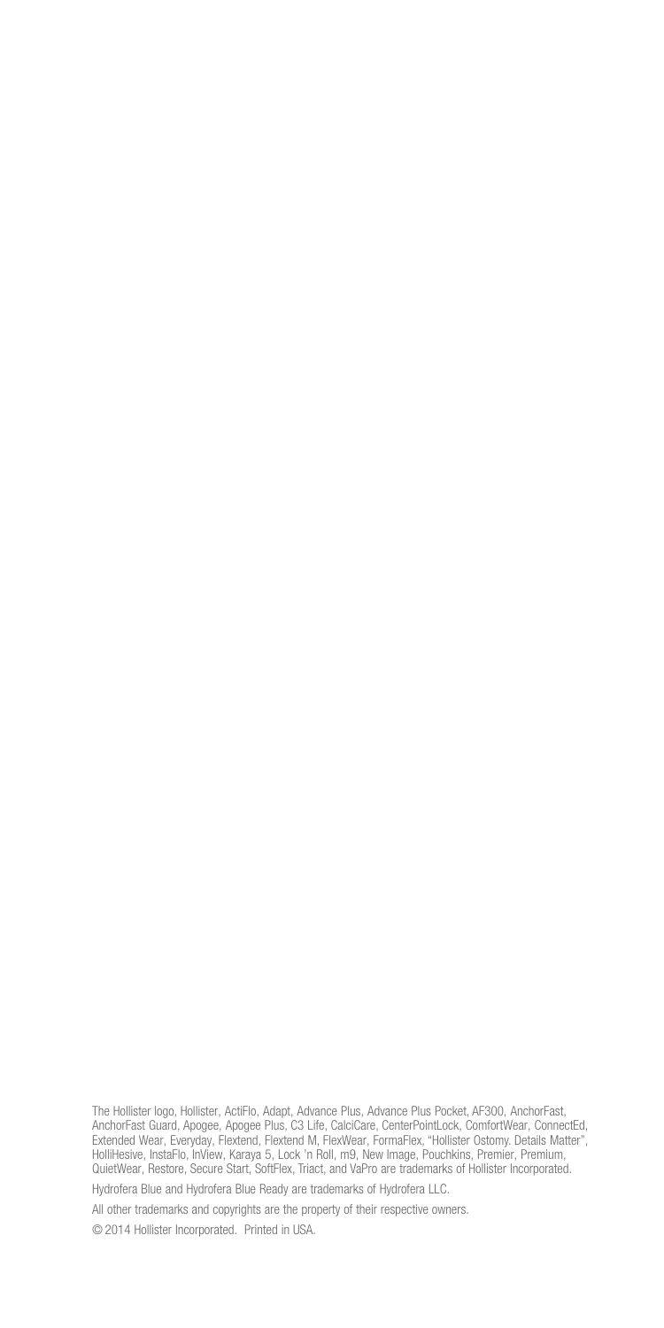The Hollister logo, Hollister, ActiFlo, Adapt, Advance Plus, Advance Plus Pocket, AF300, AnchorFast, AnchorFast Guard, Apogee, Apogee Plus, C3 Life, CalciCare, CenterPointLock, ComfortWear, ConnectEd, Extended Wear, Everyday, Flextend, Flextend M, FlexWear, FormaFlex, "Hollister Ostomy. Details Matter", HolliHesive, InstaFlo, InView, Karaya 5, Lock 'n Roll, m9, New Image, Pouchkins, Premier, Premium, QuietWear, Restore, Secure Start, SoftFlex, Triact, and VaPro are trademarks of Hollister Incorporated.

Hydrofera Blue and Hydrofera Blue Ready are trademarks of Hydrofera LLC.

All other trademarks and copyrights are the property of their respective owners.

© 2014 Hollister Incorporated. Printed in USA.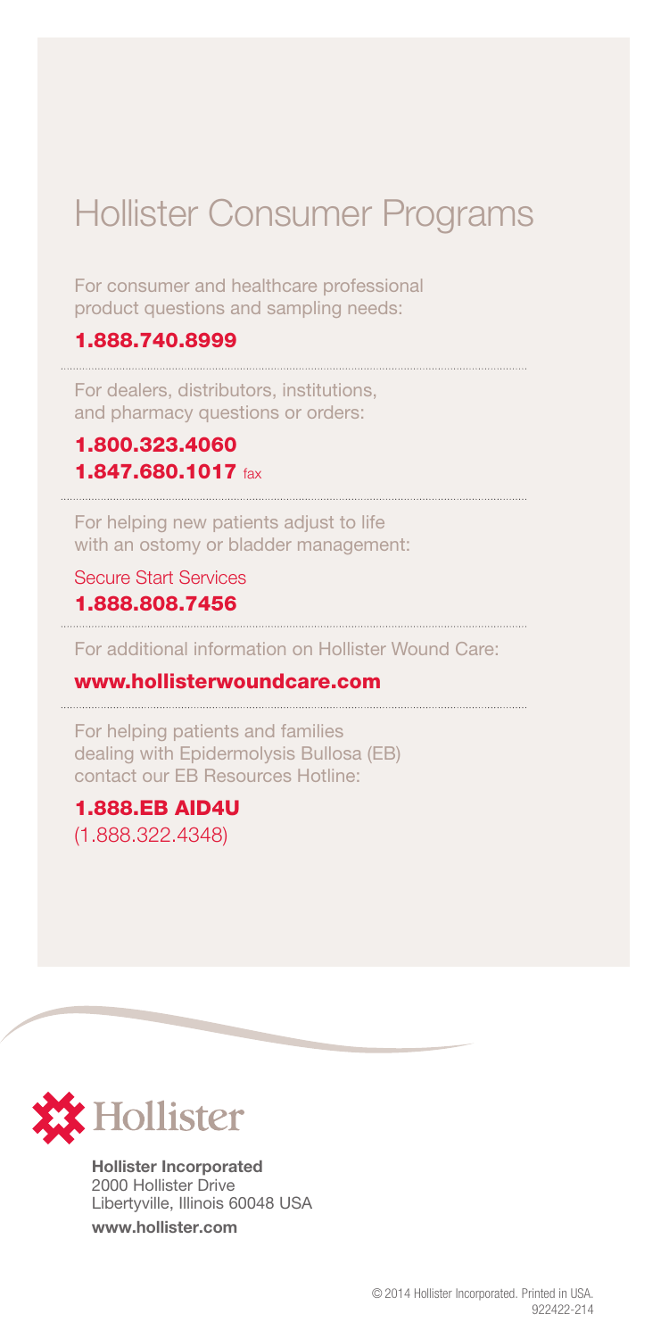# Hollister Consumer Programs

For consumer and healthcare professional product questions and sampling needs:

**1.888.740.8999**

For dealers, distributors, institutions, and pharmacy questions or orders:

**1.800.323.4060**
**1.847.680.1017** fax

For helping new patients adjust to life with an ostomy or bladder management:

Secure Start Services
**1.888.808.7456**

For additional information on Hollister Wound Care:

**www.hollisterwoundcare.com**

For helping patients and families dealing with Epidermolysis Bullosa (EB) contact our EB Resources Hotline:

**1.888.EB AID4U**
(1.888.322.4348)

Hollister

**Hollister Incorporated**
2000 Hollister Drive
Libertyville, Illinois 60048 USA

**www.hollister.com**

© 2014 Hollister Incorporated. Printed in USA.
922422-214